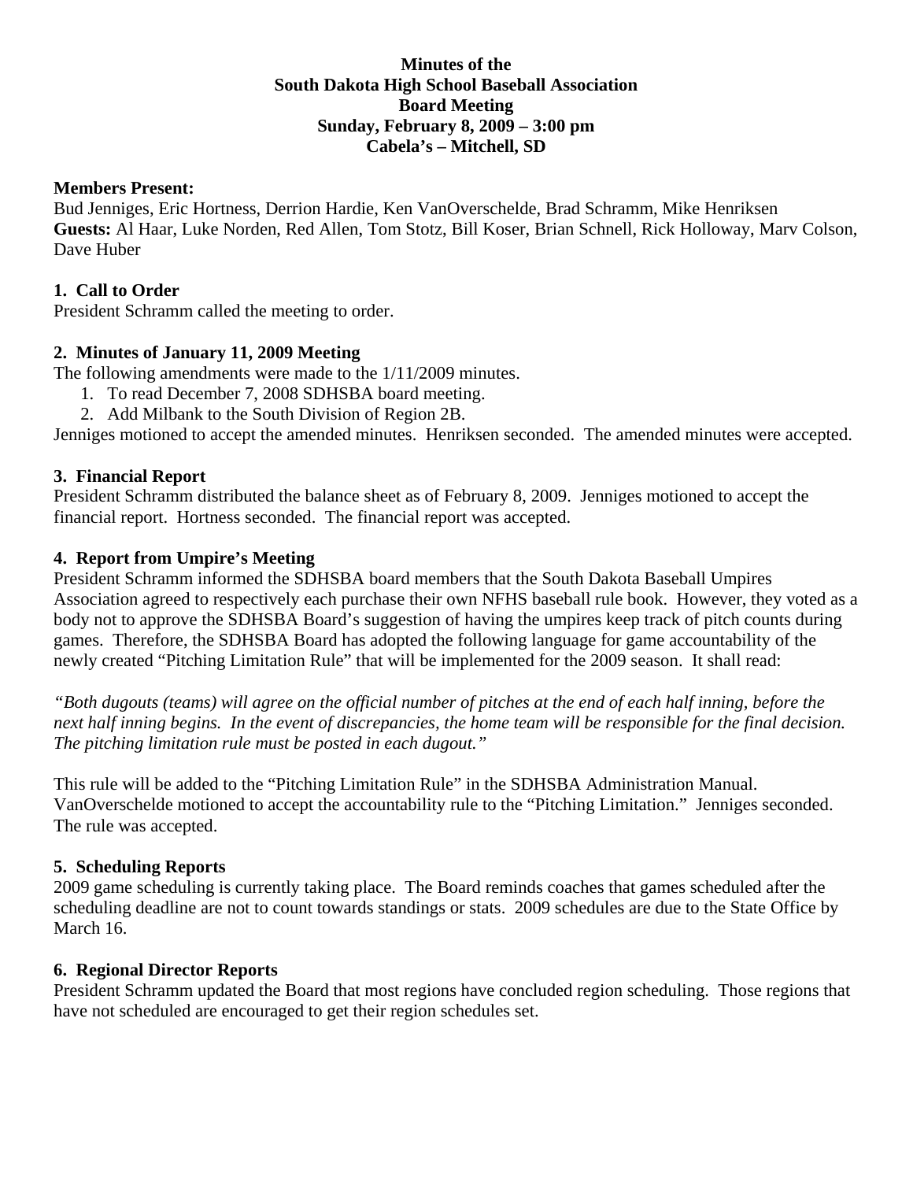**Minutes of the**
**South Dakota High School Baseball Association**
**Board Meeting**
**Sunday, February 8, 2009 – 3:00 pm**
**Cabela's – Mitchell, SD**

**Members Present:**
Bud Jenniges, Eric Hortness, Derrion Hardie, Ken VanOverschelde, Brad Schramm, Mike Henriksen
**Guests:** Al Haar, Luke Norden, Red Allen, Tom Stotz, Bill Koser, Brian Schnell, Rick Holloway, Marv Colson, Dave Huber

### 1. Call to Order

President Schramm called the meeting to order.

### 2. Minutes of January 11, 2009 Meeting

The following amendments were made to the 1/11/2009 minutes.

1. To read December 7, 2008 SDHSBA board meeting.
2. Add Milbank to the South Division of Region 2B.

Jenniges motioned to accept the amended minutes. Henriksen seconded. The amended minutes were accepted.

### 3. Financial Report

President Schramm distributed the balance sheet as of February 8, 2009. Jenniges motioned to accept the financial report. Hortness seconded. The financial report was accepted.

### 4. Report from Umpire's Meeting

President Schramm informed the SDHSBA board members that the South Dakota Baseball Umpires Association agreed to respectively each purchase their own NFHS baseball rule book. However, they voted as a body not to approve the SDHSBA Board's suggestion of having the umpires keep track of pitch counts during games. Therefore, the SDHSBA Board has adopted the following language for game accountability of the newly created "Pitching Limitation Rule" that will be implemented for the 2009 season. It shall read:

*"Both dugouts (teams) will agree on the official number of pitches at the end of each half inning, before the next half inning begins. In the event of discrepancies, the home team will be responsible for the final decision. The pitching limitation rule must be posted in each dugout."*

This rule will be added to the "Pitching Limitation Rule" in the SDHSBA Administration Manual. VanOverschelde motioned to accept the accountability rule to the "Pitching Limitation." Jenniges seconded. The rule was accepted.

### 5. Scheduling Reports

2009 game scheduling is currently taking place. The Board reminds coaches that games scheduled after the scheduling deadline are not to count towards standings or stats. 2009 schedules are due to the State Office by March 16.

### 6. Regional Director Reports

President Schramm updated the Board that most regions have concluded region scheduling. Those regions that have not scheduled are encouraged to get their region schedules set.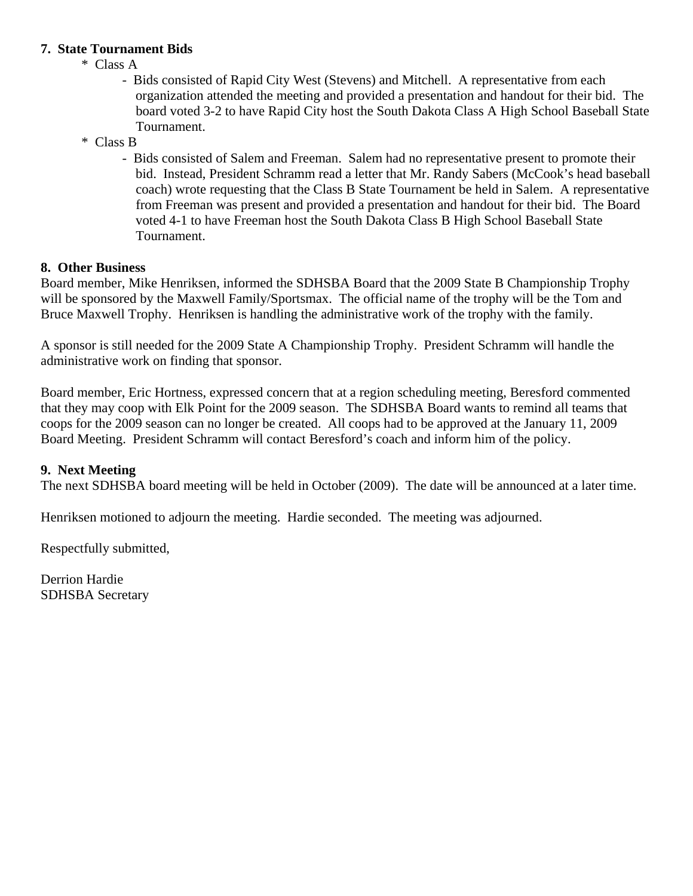**7. State Tournament Bids**

* Class A
  - Bids consisted of Rapid City West (Stevens) and Mitchell. A representative from each organization attended the meeting and provided a presentation and handout for their bid. The board voted 3-2 to have Rapid City host the South Dakota Class A High School Baseball State Tournament.
* Class B
  - Bids consisted of Salem and Freeman. Salem had no representative present to promote their bid. Instead, President Schramm read a letter that Mr. Randy Sabers (McCook's head baseball coach) wrote requesting that the Class B State Tournament be held in Salem. A representative from Freeman was present and provided a presentation and handout for their bid. The Board voted 4-1 to have Freeman host the South Dakota Class B High School Baseball State Tournament.

**8. Other Business**

Board member, Mike Henriksen, informed the SDHSBA Board that the 2009 State B Championship Trophy will be sponsored by the Maxwell Family/Sportsmax. The official name of the trophy will be the Tom and Bruce Maxwell Trophy. Henriksen is handling the administrative work of the trophy with the family.

A sponsor is still needed for the 2009 State A Championship Trophy. President Schramm will handle the administrative work on finding that sponsor.

Board member, Eric Hortness, expressed concern that at a region scheduling meeting, Beresford commented that they may coop with Elk Point for the 2009 season. The SDHSBA Board wants to remind all teams that coops for the 2009 season can no longer be created. All coops had to be approved at the January 11, 2009 Board Meeting. President Schramm will contact Beresford's coach and inform him of the policy.

**9. Next Meeting**

The next SDHSBA board meeting will be held in October (2009). The date will be announced at a later time.

Henriksen motioned to adjourn the meeting. Hardie seconded. The meeting was adjourned.

Respectfully submitted,

Derrion Hardie
SDHSBA Secretary